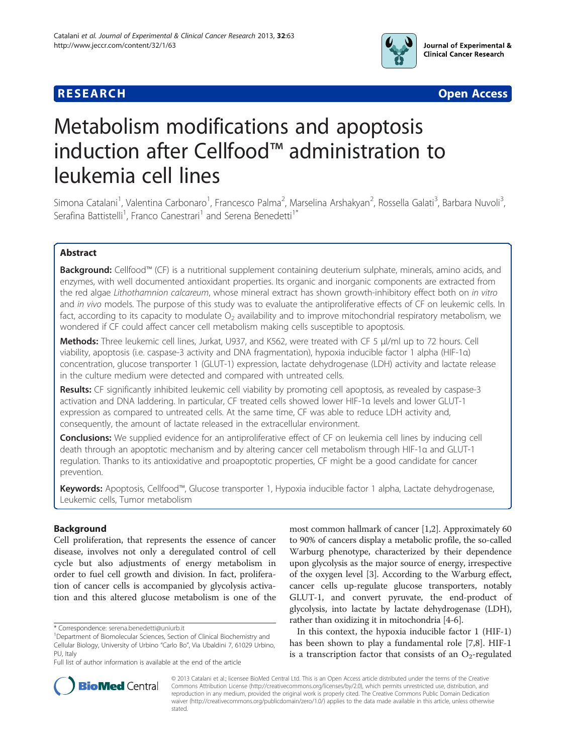**RESEARCH** **Open Access**

# Metabolism modifications and apoptosis induction after Cellfood™ administration to leukemia cell lines

Simona Catalani[1], Valentina Carbonaro[1], Francesco Palma[2], Marselina Arshakyan[2], Rossella Galati[3], Barbara Nuvoli[3], Serafina Battistelli[1], Franco Canestrari[1] and Serena Benedetti[1*]

## Abstract

**Background:** Cellfood™ (CF) is a nutritional supplement containing deuterium sulphate, minerals, amino acids, and enzymes, with well documented antioxidant properties. Its organic and inorganic components are extracted from the red algae *Lithothamnion calcareum*, whose mineral extract has shown growth-inhibitory effect both on *in vitro* and *in vivo* models. The purpose of this study was to evaluate the antiproliferative effects of CF on leukemic cells. In fact, according to its capacity to modulate $O_2$ availability and to improve mitochondrial respiratory metabolism, we wondered if CF could affect cancer cell metabolism making cells susceptible to apoptosis.

**Methods:** Three leukemic cell lines, Jurkat, U937, and K562, were treated with CF 5 μl/ml up to 72 hours. Cell viability, apoptosis (i.e. caspase-3 activity and DNA fragmentation), hypoxia inducible factor 1 alpha (HIF-1α) concentration, glucose transporter 1 (GLUT-1) expression, lactate dehydrogenase (LDH) activity and lactate release in the culture medium were detected and compared with untreated cells.

**Results:** CF significantly inhibited leukemic cell viability by promoting cell apoptosis, as revealed by caspase-3 activation and DNA laddering. In particular, CF treated cells showed lower HIF-1α levels and lower GLUT-1 expression as compared to untreated cells. At the same time, CF was able to reduce LDH activity and, consequently, the amount of lactate released in the extracellular environment.

**Conclusions:** We supplied evidence for an antiproliferative effect of CF on leukemia cell lines by inducing cell death through an apoptotic mechanism and by altering cancer cell metabolism through HIF-1α and GLUT-1 regulation. Thanks to its antioxidative and proapoptotic properties, CF might be a good candidate for cancer prevention.

**Keywords:** Apoptosis, Cellfood™, Glucose transporter 1, Hypoxia inducible factor 1 alpha, Lactate dehydrogenase, Leukemic cells, Tumor metabolism

## Background

Cell proliferation, that represents the essence of cancer disease, involves not only a deregulated control of cell cycle but also adjustments of energy metabolism in order to fuel cell growth and division. In fact, proliferation of cancer cells is accompanied by glycolysis activation and this altered glucose metabolism is one of the most common hallmark of cancer [1,2]. Approximately 60 to 90% of cancers display a metabolic profile, the so-called Warburg phenotype, characterized by their dependence upon glycolysis as the major source of energy, irrespective of the oxygen level [3]. According to the Warburg effect, cancer cells up-regulate glucose transporters, notably GLUT-1, and convert pyruvate, the end-product of glycolysis, into lactate by lactate dehydrogenase (LDH), rather than oxidizing it in mitochondria [4-6].

In this context, the hypoxia inducible factor 1 (HIF-1) has been shown to play a fundamental role [7,8]. HIF-1 is a transcription factor that consists of an $O_2$-regulated

\* Correspondence: serena.benedetti@uniurb.it
[1]Department of Biomolecular Sciences, Section of Clinical Biochemistry and Cellular Biology, University of Urbino "Carlo Bo", Via Ubaldini 7, 61029 Urbino, PU, Italy
Full list of author information is available at the end of the article

© 2013 Catalani et al.; licensee BioMed Central Ltd. This is an Open Access article distributed under the terms of the Creative Commons Attribution License (http://creativecommons.org/licenses/by/2.0), which permits unrestricted use, distribution, and reproduction in any medium, provided the original work is properly cited. The Creative Commons Public Domain Dedication waiver (http://creativecommons.org/publicdomain/zero/1.0/) applies to the data made available in this article, unless otherwise stated.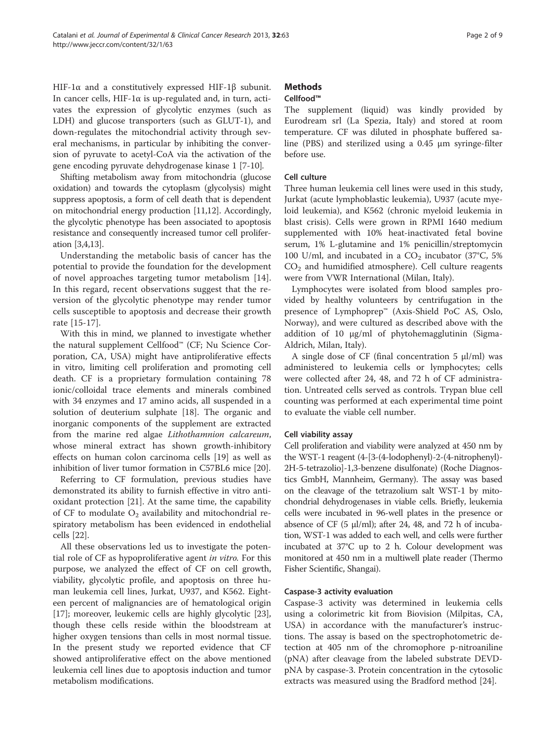HIF-1α and a constitutively expressed HIF-1β subunit. In cancer cells, HIF-1α is up-regulated and, in turn, activates the expression of glycolytic enzymes (such as LDH) and glucose transporters (such as GLUT-1), and down-regulates the mitochondrial activity through several mechanisms, in particular by inhibiting the conversion of pyruvate to acetyl-CoA via the activation of the gene encoding pyruvate dehydrogenase kinase 1 [7-10].

Shifting metabolism away from mitochondria (glucose oxidation) and towards the cytoplasm (glycolysis) might suppress apoptosis, a form of cell death that is dependent on mitochondrial energy production [11,12]. Accordingly, the glycolytic phenotype has been associated to apoptosis resistance and consequently increased tumor cell proliferation [3,4,13].

Understanding the metabolic basis of cancer has the potential to provide the foundation for the development of novel approaches targeting tumor metabolism [14]. In this regard, recent observations suggest that the reversion of the glycolytic phenotype may render tumor cells susceptible to apoptosis and decrease their growth rate [15-17].

With this in mind, we planned to investigate whether the natural supplement Cellfood™ (CF; Nu Science Corporation, CA, USA) might have antiproliferative effects in vitro, limiting cell proliferation and promoting cell death. CF is a proprietary formulation containing 78 ionic/colloidal trace elements and minerals combined with 34 enzymes and 17 amino acids, all suspended in a solution of deuterium sulphate [18]. The organic and inorganic components of the supplement are extracted from the marine red algae *Lithothamnion calcareum*, whose mineral extract has shown growth-inhibitory effects on human colon carcinoma cells [19] as well as inhibition of liver tumor formation in C57BL6 mice [20].

Referring to CF formulation, previous studies have demonstrated its ability to furnish effective in vitro antioxidant protection [21]. At the same time, the capability of CF to modulate $O_2$ availability and mitochondrial respiratory metabolism has been evidenced in endothelial cells [22].

All these observations led us to investigate the potential role of CF as hypoproliferative agent *in vitro*. For this purpose, we analyzed the effect of CF on cell growth, viability, glycolytic profile, and apoptosis on three human leukemia cell lines, Jurkat, U937, and K562. Eighteen percent of malignancies are of hematological origin [17]; moreover, leukemic cells are highly glycolytic [23], though these cells reside within the bloodstream at higher oxygen tensions than cells in most normal tissue. In the present study we reported evidence that CF showed antiproliferative effect on the above mentioned leukemia cell lines due to apoptosis induction and tumor metabolism modifications.

## Methods

### Cellfood™

The supplement (liquid) was kindly provided by Eurodream srl (La Spezia, Italy) and stored at room temperature. CF was diluted in phosphate buffered saline (PBS) and sterilized using a 0.45 μm syringe-filter before use.

### Cell culture

Three human leukemia cell lines were used in this study, Jurkat (acute lymphoblastic leukemia), U937 (acute myeloid leukemia), and K562 (chronic myeloid leukemia in blast crisis). Cells were grown in RPMI 1640 medium supplemented with 10% heat-inactivated fetal bovine serum, 1% L-glutamine and 1% penicillin/streptomycin 100 U/ml, and incubated in a $CO_2$ incubator (37°C, 5% $CO_2$ and humidified atmosphere). Cell culture reagents were from VWR International (Milan, Italy).

Lymphocytes were isolated from blood samples provided by healthy volunteers by centrifugation in the presence of Lymphoprep™ (Axis-Shield PoC AS, Oslo, Norway), and were cultured as described above with the addition of 10 μg/ml of phytohemagglutinin (Sigma-Aldrich, Milan, Italy).

A single dose of CF (final concentration 5 μl/ml) was administered to leukemia cells or lymphocytes; cells were collected after 24, 48, and 72 h of CF administration. Untreated cells served as controls. Trypan blue cell counting was performed at each experimental time point to evaluate the viable cell number.

### Cell viability assay

Cell proliferation and viability were analyzed at 450 nm by the WST-1 reagent (4-[3-(4-Iodophenyl)-2-(4-nitrophenyl)-2H-5-tetrazolio]-1,3-benzene disulfonate) (Roche Diagnostics GmbH, Mannheim, Germany). The assay was based on the cleavage of the tetrazolium salt WST-1 by mitochondrial dehydrogenases in viable cells. Briefly, leukemia cells were incubated in 96-well plates in the presence or absence of CF (5 μl/ml); after 24, 48, and 72 h of incubation, WST-1 was added to each well, and cells were further incubated at 37°C up to 2 h. Colour development was monitored at 450 nm in a multiwell plate reader (Thermo Fisher Scientific, Shangai).

### Caspase-3 activity evaluation

Caspase-3 activity was determined in leukemia cells using a colorimetric kit from Biovision (Milpitas, CA, USA) in accordance with the manufacturer's instructions. The assay is based on the spectrophotometric detection at 405 nm of the chromophore p-nitroaniline (pNA) after cleavage from the labeled substrate DEVD-pNA by caspase-3. Protein concentration in the cytosolic extracts was measured using the Bradford method [24].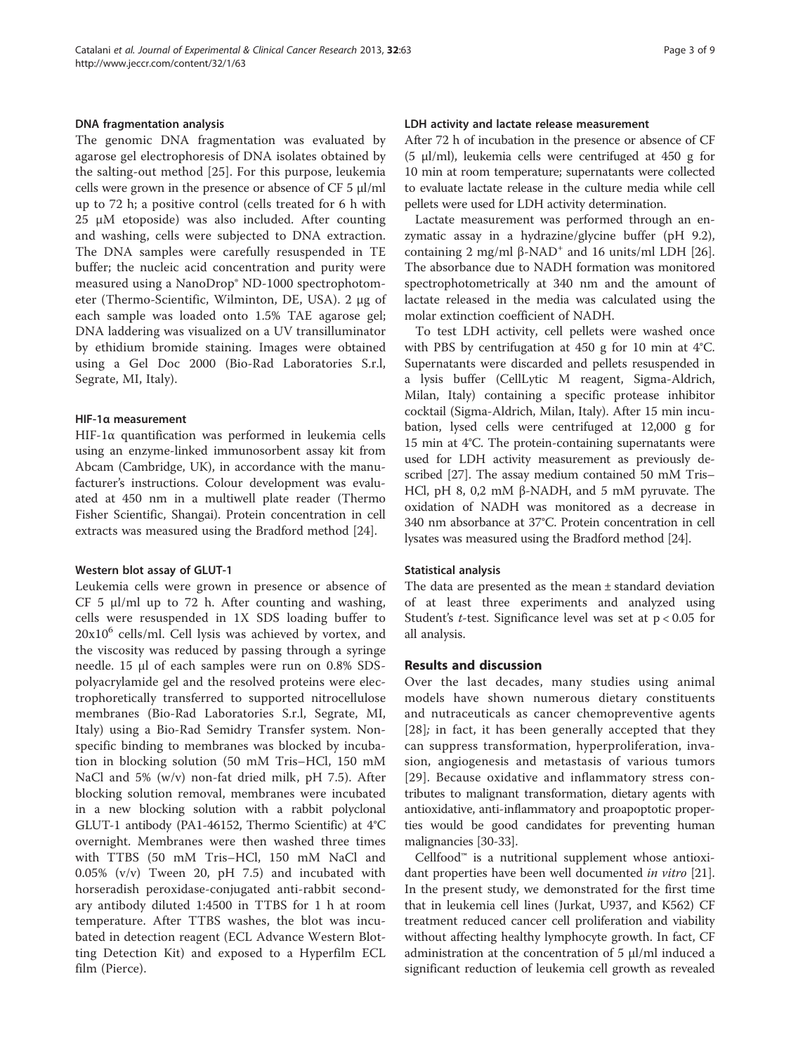### DNA fragmentation analysis

The genomic DNA fragmentation was evaluated by agarose gel electrophoresis of DNA isolates obtained by the salting-out method [25]. For this purpose, leukemia cells were grown in the presence or absence of CF 5 μl/ml up to 72 h; a positive control (cells treated for 6 h with 25 μM etoposide) was also included. After counting and washing, cells were subjected to DNA extraction. The DNA samples were carefully resuspended in TE buffer; the nucleic acid concentration and purity were measured using a NanoDrop® ND-1000 spectrophotometer (Thermo-Scientific, Wilminton, DE, USA). 2 μg of each sample was loaded onto 1.5% TAE agarose gel; DNA laddering was visualized on a UV transilluminator by ethidium bromide staining. Images were obtained using a Gel Doc 2000 (Bio-Rad Laboratories S.r.l, Segrate, MI, Italy).

### HIF-1α measurement

HIF-1α quantification was performed in leukemia cells using an enzyme-linked immunosorbent assay kit from Abcam (Cambridge, UK), in accordance with the manufacturer's instructions. Colour development was evaluated at 450 nm in a multiwell plate reader (Thermo Fisher Scientific, Shangai). Protein concentration in cell extracts was measured using the Bradford method [24].

### Western blot assay of GLUT-1

Leukemia cells were grown in presence or absence of CF 5 μl/ml up to 72 h. After counting and washing, cells were resuspended in 1X SDS loading buffer to $20x10^6$ cells/ml. Cell lysis was achieved by vortex, and the viscosity was reduced by passing through a syringe needle. 15 μl of each samples were run on 0.8% SDS-polyacrylamide gel and the resolved proteins were electrophoretically transferred to supported nitrocellulose membranes (Bio-Rad Laboratories S.r.l, Segrate, MI, Italy) using a Bio-Rad Semidry Transfer system. Nonspecific binding to membranes was blocked by incubation in blocking solution (50 mM Tris–HCl, 150 mM NaCl and 5% (w/v) non-fat dried milk, pH 7.5). After blocking solution removal, membranes were incubated in a new blocking solution with a rabbit polyclonal GLUT-1 antibody (PA1-46152, Thermo Scientific) at 4°C overnight. Membranes were then washed three times with TTBS (50 mM Tris–HCl, 150 mM NaCl and 0.05% (v/v) Tween 20, pH 7.5) and incubated with horseradish peroxidase-conjugated anti-rabbit secondary antibody diluted 1:4500 in TTBS for 1 h at room temperature. After TTBS washes, the blot was incubated in detection reagent (ECL Advance Western Blotting Detection Kit) and exposed to a Hyperfilm ECL film (Pierce).

### LDH activity and lactate release measurement

After 72 h of incubation in the presence or absence of CF (5 μl/ml), leukemia cells were centrifuged at 450 g for 10 min at room temperature; supernatants were collected to evaluate lactate release in the culture media while cell pellets were used for LDH activity determination.

Lactate measurement was performed through an enzymatic assay in a hydrazine/glycine buffer (pH 9.2), containing 2 mg/ml β-$NAD^+$ and 16 units/ml LDH [26]. The absorbance due to NADH formation was monitored spectrophotometrically at 340 nm and the amount of lactate released in the media was calculated using the molar extinction coefficient of NADH.

To test LDH activity, cell pellets were washed once with PBS by centrifugation at 450 g for 10 min at 4°C. Supernatants were discarded and pellets resuspended in a lysis buffer (CellLytic M reagent, Sigma-Aldrich, Milan, Italy) containing a specific protease inhibitor cocktail (Sigma-Aldrich, Milan, Italy). After 15 min incubation, lysed cells were centrifuged at 12,000 g for 15 min at 4°C. The protein-containing supernatants were used for LDH activity measurement as previously described [27]. The assay medium contained 50 mM Tris–HCl, pH 8, 0,2 mM β-NADH, and 5 mM pyruvate. The oxidation of NADH was monitored as a decrease in 340 nm absorbance at 37°C. Protein concentration in cell lysates was measured using the Bradford method [24].

### Statistical analysis

The data are presented as the mean ± standard deviation of at least three experiments and analyzed using Student's *t*-test. Significance level was set at $p < 0.05$ for all analysis.

## Results and discussion

Over the last decades, many studies using animal models have shown numerous dietary constituents and nutraceuticals as cancer chemopreventive agents [28]*;* in fact, it has been generally accepted that they can suppress transformation, hyperproliferation, invasion, angiogenesis and metastasis of various tumors [29]. Because oxidative and inflammatory stress contributes to malignant transformation, dietary agents with antioxidative, anti-inflammatory and proapoptotic properties would be good candidates for preventing human malignancies [30-33].

Cellfood™ is a nutritional supplement whose antioxidant properties have been well documented *in vitro* [21]. In the present study, we demonstrated for the first time that in leukemia cell lines (Jurkat, U937, and K562) CF treatment reduced cancer cell proliferation and viability without affecting healthy lymphocyte growth. In fact, CF administration at the concentration of 5 μl/ml induced a significant reduction of leukemia cell growth as revealed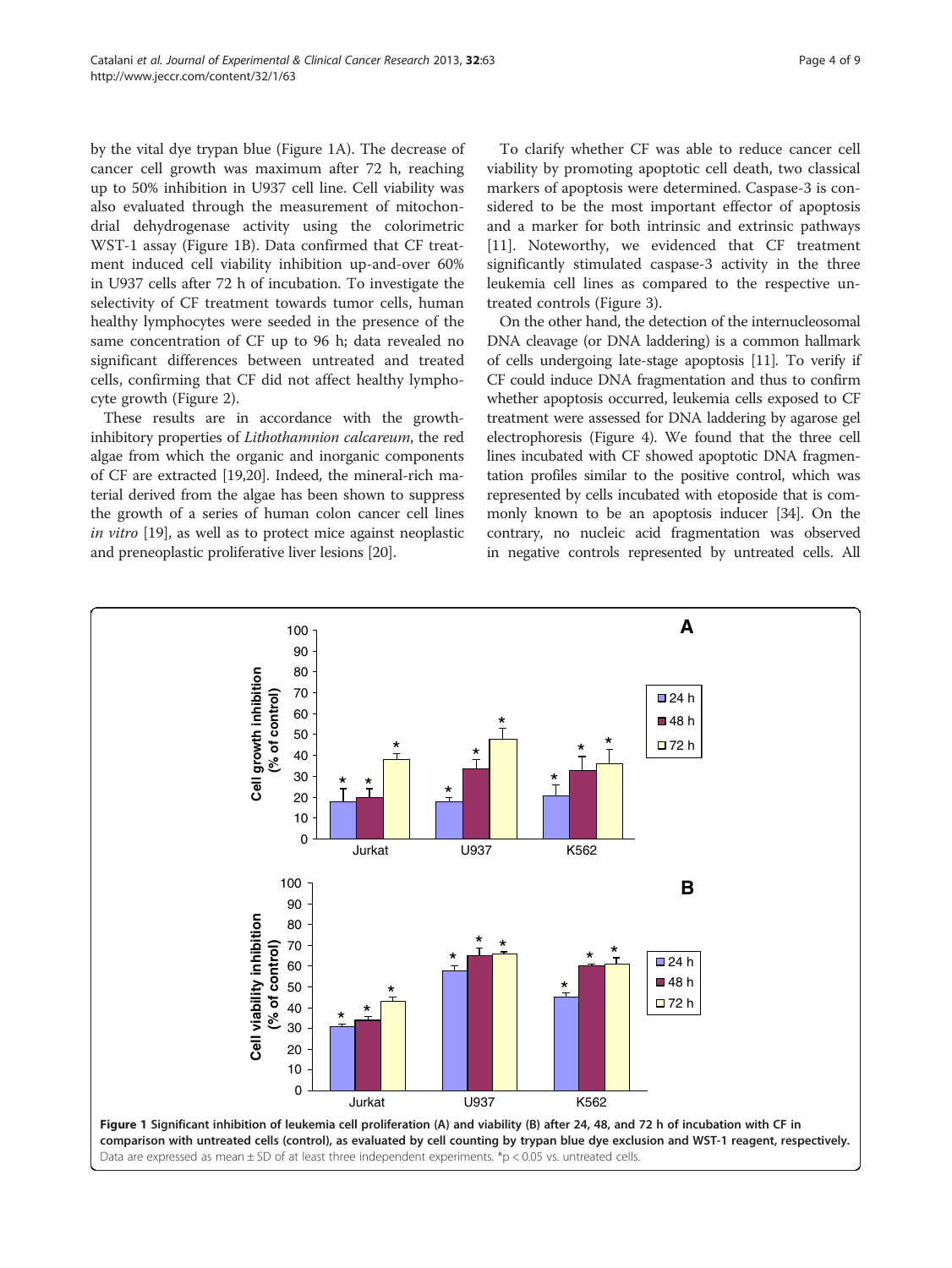by the vital dye trypan blue (Figure 1A). The decrease of cancer cell growth was maximum after 72 h, reaching up to 50% inhibition in U937 cell line. Cell viability was also evaluated through the measurement of mitochondrial dehydrogenase activity using the colorimetric WST-1 assay (Figure 1B). Data confirmed that CF treatment induced cell viability inhibition up-and-over 60% in U937 cells after 72 h of incubation. To investigate the selectivity of CF treatment towards tumor cells, human healthy lymphocytes were seeded in the presence of the same concentration of CF up to 96 h; data revealed no significant differences between untreated and treated cells, confirming that CF did not affect healthy lymphocyte growth (Figure 2).

These results are in accordance with the growth-inhibitory properties of *Lithothamnion calcareum*, the red algae from which the organic and inorganic components of CF are extracted [19,20]. Indeed, the mineral-rich material derived from the algae has been shown to suppress the growth of a series of human colon cancer cell lines *in vitro* [19], as well as to protect mice against neoplastic and preneoplastic proliferative liver lesions [20].

To clarify whether CF was able to reduce cancer cell viability by promoting apoptotic cell death, two classical markers of apoptosis were determined. Caspase-3 is considered to be the most important effector of apoptosis and a marker for both intrinsic and extrinsic pathways [11]. Noteworthy, we evidenced that CF treatment significantly stimulated caspase-3 activity in the three leukemia cell lines as compared to the respective untreated controls (Figure 3).

On the other hand, the detection of the internucleosomal DNA cleavage (or DNA laddering) is a common hallmark of cells undergoing late-stage apoptosis [11]. To verify if CF could induce DNA fragmentation and thus to confirm whether apoptosis occurred, leukemia cells exposed to CF treatment were assessed for DNA laddering by agarose gel electrophoresis (Figure 4). We found that the three cell lines incubated with CF showed apoptotic DNA fragmentation profiles similar to the positive control, which was represented by cells incubated with etoposide that is commonly known to be an apoptosis inducer [34]. On the contrary, no nucleic acid fragmentation was observed in negative controls represented by untreated cells. All

**Figure 1 Significant inhibition of leukemia cell proliferation (A) and viability (B) after 24, 48, and 72 h of incubation with CF in comparison with untreated cells (control), as evaluated by cell counting by trypan blue dye exclusion and WST-1 reagent, respectively.** Data are expressed as mean ± SD of at least three independent experiments. *p < 0.05 vs. untreated cells.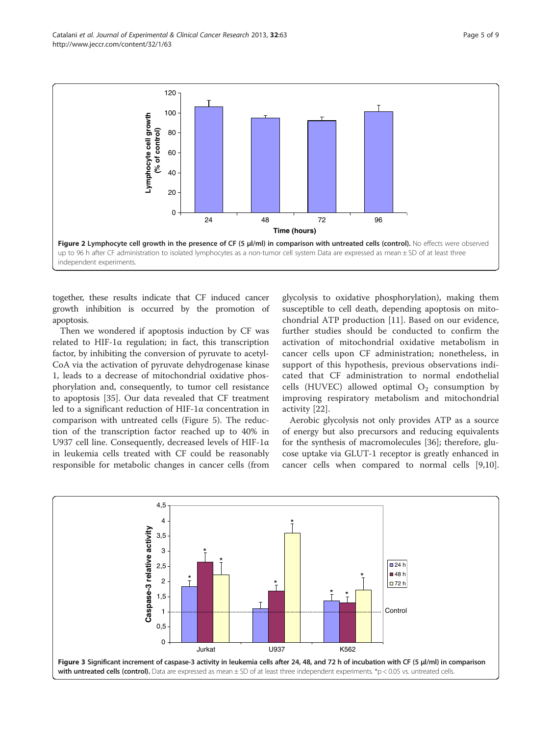Figure 2 Lymphocyte cell growth in the presence of CF (5 μl/ml) in comparison with untreated cells (control). No effects were observed up to 96 h after CF administration to isolated lymphocytes as a non-tumor cell system Data are expressed as mean ± SD of at least three independent experiments.

together, these results indicate that CF induced cancer growth inhibition is occurred by the promotion of apoptosis.

Then we wondered if apoptosis induction by CF was related to HIF-1α regulation; in fact, this transcription factor, by inhibiting the conversion of pyruvate to acetyl-CoA via the activation of pyruvate dehydrogenase kinase 1, leads to a decrease of mitochondrial oxidative phosphorylation and, consequently, to tumor cell resistance to apoptosis [35]. Our data revealed that CF treatment led to a significant reduction of HIF-1α concentration in comparison with untreated cells (Figure 5). The reduction of the transcription factor reached up to 40% in U937 cell line. Consequently, decreased levels of HIF-1α in leukemia cells treated with CF could be reasonably responsible for metabolic changes in cancer cells (from glycolysis to oxidative phosphorylation), making them susceptible to cell death, depending apoptosis on mitochondrial ATP production [11]. Based on our evidence, further studies should be conducted to confirm the activation of mitochondrial oxidative metabolism in cancer cells upon CF administration; nonetheless, in support of this hypothesis, previous observations indicated that CF administration to normal endothelial cells (HUVEC) allowed optimal $O_2$ consumption by improving respiratory metabolism and mitochondrial activity [22].

Aerobic glycolysis not only provides ATP as a source of energy but also precursors and reducing equivalents for the synthesis of macromolecules [36]; therefore, glucose uptake via GLUT-1 receptor is greatly enhanced in cancer cells when compared to normal cells [9,10].

Figure 3 Significant increment of caspase-3 activity in leukemia cells after 24, 48, and 72 h of incubation with CF (5 μl/ml) in comparison with untreated cells (control). Data are expressed as mean ± SD of at least three independent experiments. *p < 0.05 vs. untreated cells.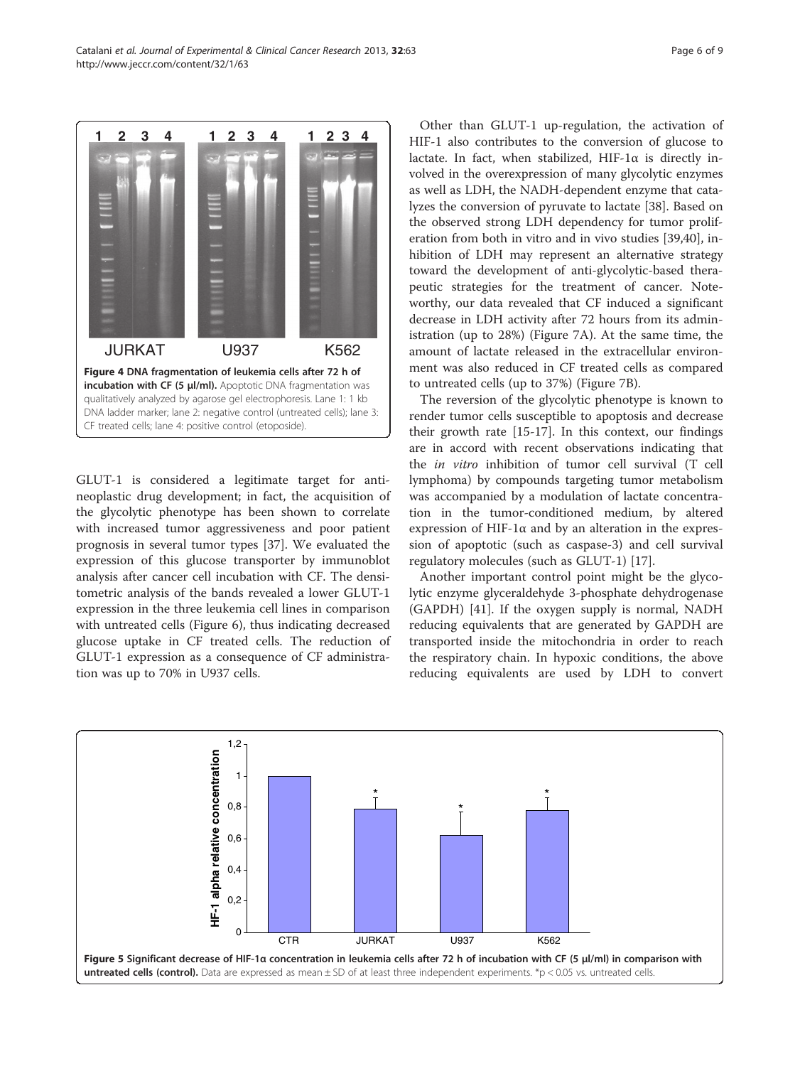**Figure 4 DNA fragmentation of leukemia cells after 72 h of incubation with CF (5 μl/ml).** Apoptotic DNA fragmentation was qualitatively analyzed by agarose gel electrophoresis. Lane 1: 1 kb DNA ladder marker; lane 2: negative control (untreated cells); lane 3: CF treated cells; lane 4: positive control (etoposide).

GLUT-1 is considered a legitimate target for antineoplastic drug development; in fact, the acquisition of the glycolytic phenotype has been shown to correlate with increased tumor aggressiveness and poor patient prognosis in several tumor types [37]. We evaluated the expression of this glucose transporter by immunoblot analysis after cancer cell incubation with CF. The densitometric analysis of the bands revealed a lower GLUT-1 expression in the three leukemia cell lines in comparison with untreated cells (Figure 6), thus indicating decreased glucose uptake in CF treated cells. The reduction of GLUT-1 expression as a consequence of CF administration was up to 70% in U937 cells.

Other than GLUT-1 up-regulation, the activation of HIF-1 also contributes to the conversion of glucose to lactate. In fact, when stabilized, HIF-1α is directly involved in the overexpression of many glycolytic enzymes as well as LDH, the NADH-dependent enzyme that catalyzes the conversion of pyruvate to lactate [38]. Based on the observed strong LDH dependency for tumor proliferation from both in vitro and in vivo studies [39,40], inhibition of LDH may represent an alternative strategy toward the development of anti-glycolytic-based therapeutic strategies for the treatment of cancer. Noteworthy, our data revealed that CF induced a significant decrease in LDH activity after 72 hours from its administration (up to 28%) (Figure 7A). At the same time, the amount of lactate released in the extracellular environment was also reduced in CF treated cells as compared to untreated cells (up to 37%) (Figure 7B).

The reversion of the glycolytic phenotype is known to render tumor cells susceptible to apoptosis and decrease their growth rate [15-17]. In this context, our findings are in accord with recent observations indicating that the *in vitro* inhibition of tumor cell survival (T cell lymphoma) by compounds targeting tumor metabolism was accompanied by a modulation of lactate concentration in the tumor-conditioned medium, by altered expression of HIF-1α and by an alteration in the expression of apoptotic (such as caspase-3) and cell survival regulatory molecules (such as GLUT-1) [17].

Another important control point might be the glycolytic enzyme glyceraldehyde 3-phosphate dehydrogenase (GAPDH) [41]. If the oxygen supply is normal, NADH reducing equivalents that are generated by GAPDH are transported inside the mitochondria in order to reach the respiratory chain. In hypoxic conditions, the above reducing equivalents are used by LDH to convert

**Figure 5 Significant decrease of HIF-1α concentration in leukemia cells after 72 h of incubation with CF (5 μl/ml) in comparison with untreated cells (control).** Data are expressed as mean ± SD of at least three independent experiments. *p < 0.05 vs. untreated cells.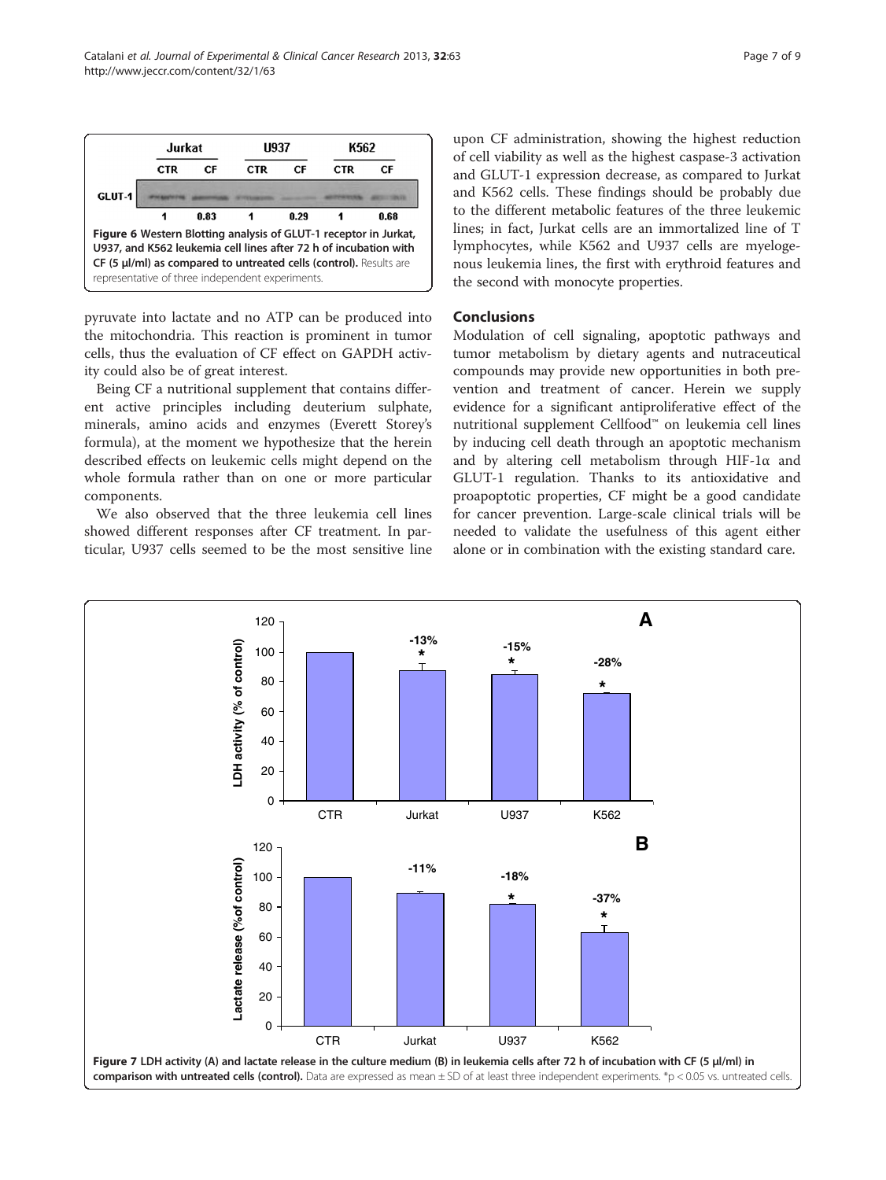Figure 6 Western Blotting analysis of GLUT-1 receptor in Jurkat, U937, and K562 leukemia cell lines after 72 h of incubation with CF (5 μl/ml) as compared to untreated cells (control). Results are representative of three independent experiments.

pyruvate into lactate and no ATP can be produced into the mitochondria. This reaction is prominent in tumor cells, thus the evaluation of CF effect on GAPDH activity could also be of great interest.

Being CF a nutritional supplement that contains different active principles including deuterium sulphate, minerals, amino acids and enzymes (Everett Storey's formula), at the moment we hypothesize that the herein described effects on leukemic cells might depend on the whole formula rather than on one or more particular components.

We also observed that the three leukemia cell lines showed different responses after CF treatment. In particular, U937 cells seemed to be the most sensitive line upon CF administration, showing the highest reduction of cell viability as well as the highest caspase-3 activation and GLUT-1 expression decrease, as compared to Jurkat and K562 cells. These findings should be probably due to the different metabolic features of the three leukemic lines; in fact, Jurkat cells are an immortalized line of T lymphocytes, while K562 and U937 cells are myelogenous leukemia lines, the first with erythroid features and the second with monocyte properties.

## Conclusions

Modulation of cell signaling, apoptotic pathways and tumor metabolism by dietary agents and nutraceutical compounds may provide new opportunities in both prevention and treatment of cancer. Herein we supply evidence for a significant antiproliferative effect of the nutritional supplement Cellfood™ on leukemia cell lines by inducing cell death through an apoptotic mechanism and by altering cell metabolism through HIF-1α and GLUT-1 regulation. Thanks to its antioxidative and proapoptotic properties, CF might be a good candidate for cancer prevention. Large-scale clinical trials will be needed to validate the usefulness of this agent either alone or in combination with the existing standard care.

Figure 7 LDH activity (A) and lactate release in the culture medium (B) in leukemia cells after 72 h of incubation with CF (5 μl/ml) in comparison with untreated cells (control). Data are expressed as mean ± SD of at least three independent experiments. *$p < 0.05$ vs. untreated cells.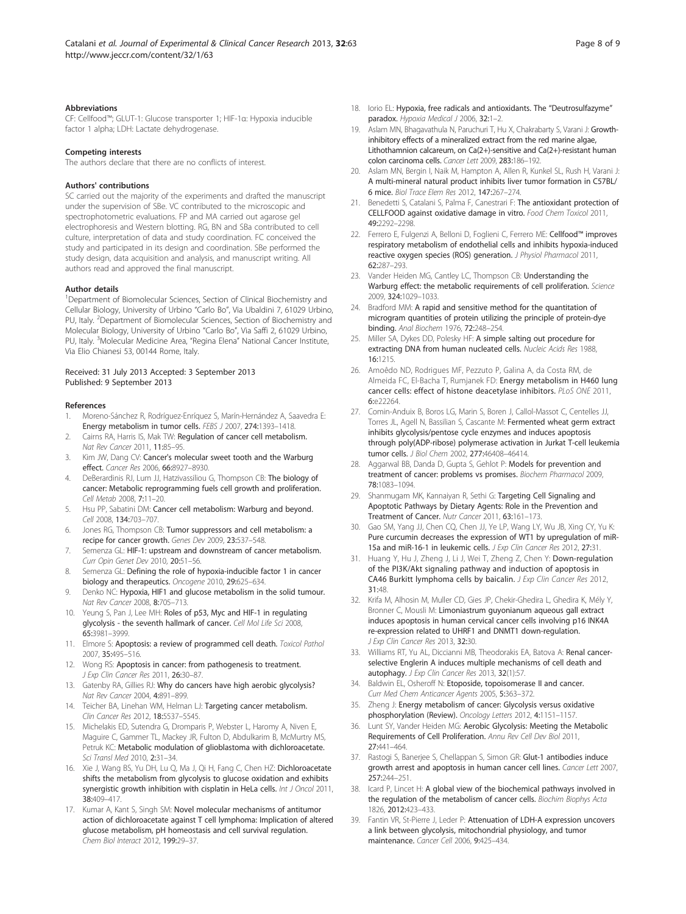## Abbreviations

CF: Cellfood™; GLUT-1: Glucose transporter 1; HIF-1α: Hypoxia inducible factor 1 alpha; LDH: Lactate dehydrogenase.

## Competing interests

The authors declare that there are no conflicts of interest.

## Authors' contributions

SC carried out the majority of the experiments and drafted the manuscript under the supervision of SBe. VC contributed to the microscopic and spectrophotometric evaluations. FP and MA carried out agarose gel electrophoresis and Western blotting. RG, BN and SBa contributed to cell culture, interpretation of data and study coordination. FC conceived the study and participated in its design and coordination. SBe performed the study design, data acquisition and analysis, and manuscript writing. All authors read and approved the final manuscript.

## Author details

[1]Department of Biomolecular Sciences, Section of Clinical Biochemistry and Cellular Biology, University of Urbino "Carlo Bo", Via Ubaldini 7, 61029 Urbino, PU, Italy. [2]Department of Biomolecular Sciences, Section of Biochemistry and Molecular Biology, University of Urbino "Carlo Bo", Via Saffi 2, 61029 Urbino, PU, Italy. [3]Molecular Medicine Area, "Regina Elena" National Cancer Institute, Via Elio Chianesi 53, 00144 Rome, Italy.

Received: 31 July 2013 Accepted: 3 September 2013
Published: 9 September 2013

## References

1. Moreno-Sánchez R, Rodríguez-Enríquez S, Marín-Hernández A, Saavedra E: **Energy metabolism in tumor cells.** *FEBS J* 2007, **274:**1393–1418.
2. Cairns RA, Harris IS, Mak TW: **Regulation of cancer cell metabolism.** *Nat Rev Cancer* 2011, **11:**85–95.
3. Kim JW, Dang CV: **Cancer's molecular sweet tooth and the Warburg effect.** *Cancer Res* 2006, **66:**8927–8930.
4. DeBerardinis RJ, Lum JJ, Hatzivassiliou G, Thompson CB: **The biology of cancer: Metabolic reprogramming fuels cell growth and proliferation.** *Cell Metab* 2008, **7:**11–20.
5. Hsu PP, Sabatini DM: **Cancer cell metabolism: Warburg and beyond.** *Cell* 2008, **134:**703–707.
6. Jones RG, Thompson CB: **Tumor suppressors and cell metabolism: a recipe for cancer growth.** *Genes Dev* 2009, **23:**537–548.
7. Semenza GL: **HIF-1: upstream and downstream of cancer metabolism.** *Curr Opin Genet Dev* 2010, **20:**51–56.
8. Semenza GL: **Defining the role of hypoxia-inducible factor 1 in cancer biology and therapeutics.** *Oncogene* 2010, **29:**625–634.
9. Denko NC: **Hypoxia, HIF1 and glucose metabolism in the solid tumour.** *Nat Rev Cancer* 2008, **8:**705–713.
10. Yeung S, Pan J, Lee MH: **Roles of p53, Myc and HIF-1 in regulating glycolysis - the seventh hallmark of cancer.** *Cell Mol Life Sci* 2008, **65:**3981–3999.
11. Elmore S: **Apoptosis: a review of programmed cell death.** *Toxicol Pathol* 2007, **35:**495–516.
12. Wong RS: **Apoptosis in cancer: from pathogenesis to treatment.** *J Exp Clin Cancer Res* 2011, **26:**30–87.
13. Gatenby RA, Gillies RJ: **Why do cancers have high aerobic glycolysis?** *Nat Rev Cancer* 2004, **4:**891–899.
14. Teicher BA, Linehan WM, Helman LJ: **Targeting cancer metabolism.** *Clin Cancer Res* 2012, **18:**5537–5545.
15. Michelakis ED, Sutendra G, Dromparis P, Webster L, Haromy A, Niven E, Maguire C, Gammer TL, Mackey JR, Fulton D, Abdulkarim B, McMurtry MS, Petruk KC: **Metabolic modulation of glioblastoma with dichloroacetate.** *Sci Transl Med* 2010, **2:**31–34.
16. Xie J, Wang BS, Yu DH, Lu Q, Ma J, Qi H, Fang C, Chen HZ: **Dichloroacetate shifts the metabolism from glycolysis to glucose oxidation and exhibits synergistic growth inhibition with cisplatin in HeLa cells.** *Int J Oncol* 2011, **38:**409–417.
17. Kumar A, Kant S, Singh SM: **Novel molecular mechanisms of antitumor action of dichloroacetate against T cell lymphoma: Implication of altered glucose metabolism, pH homeostasis and cell survival regulation.** *Chem Biol Interact* 2012, **199:**29–37.
18. Iorio EL: **Hypoxia, free radicals and antioxidants. The "Deutrosulfazyme" paradox.** *Hypoxia Medical J* 2006, **32:**1–2.
19. Aslam MN, Bhagavathula N, Paruchuri T, Hu X, Chakrabarty S, Varani J: **Growth-inhibitory effects of a mineralized extract from the red marine algae, Lithothamnion calcareum, on Ca(2+)-sensitive and Ca(2+)-resistant human colon carcinoma cells.** *Cancer Lett* 2009, **283:**186–192.
20. Aslam MN, Bergin I, Naik M, Hampton A, Allen R, Kunkel SL, Rush H, Varani J: **A multi-mineral natural product inhibits liver tumor formation in C57BL/6 mice.** *Biol Trace Elem Res* 2012, **147:**267–274.
21. Benedetti S, Catalani S, Palma F, Canestrari F: **The antioxidant protection of CELLFOOD against oxidative damage in vitro.** *Food Chem Toxicol* 2011, **49:**2292–2298.
22. Ferrero E, Fulgenzi A, Belloni D, Foglieni C, Ferrero ME: **Cellfood™ improves respiratory metabolism of endothelial cells and inhibits hypoxia-induced reactive oxygen species (ROS) generation.** *J Physiol Pharmacol* 2011, **62:**287–293.
23. Vander Heiden MG, Cantley LC, Thompson CB: **Understanding the Warburg effect: the metabolic requirements of cell proliferation.** *Science* 2009, **324:**1029–1033.
24. Bradford MM: **A rapid and sensitive method for the quantitation of microgram quantities of protein utilizing the principle of protein-dye binding.** *Anal Biochem* 1976, **72:**248–254.
25. Miller SA, Dykes DD, Polesky HF: **A simple salting out procedure for extracting DNA from human nucleated cells.** *Nucleic Acids Res* 1988, **16:**1215.
26. Amoêdo ND, Rodrigues MF, Pezzuto P, Galina A, da Costa RM, de Almeida FC, El-Bacha T, Rumjanek FD: **Energy metabolism in H460 lung cancer cells: effect of histone deacetylase inhibitors.** *PLoS ONE* 2011, **6:**e22264.
27. Comin-Anduix B, Boros LG, Marin S, Boren J, Callol-Massot C, Centelles JJ, Torres JL, Agell N, Bassilian S, Cascante M: **Fermented wheat germ extract inhibits glycolysis/pentose cycle enzymes and induces apoptosis through poly(ADP-ribose) polymerase activation in Jurkat T-cell leukemia tumor cells.** *J Biol Chem* 2002, **277:**46408–46414.
28. Aggarwal BB, Danda D, Gupta S, Gehlot P: **Models for prevention and treatment of cancer: problems vs promises.** *Biochem Pharmacol* 2009, **78:**1083–1094.
29. Shanmugam MK, Kannaiyan R, Sethi G: **Targeting Cell Signaling and Apoptotic Pathways by Dietary Agents: Role in the Prevention and Treatment of Cancer.** *Nutr Cancer* 2011, **63:**161–173.
30. Gao SM, Yang JJ, Chen CQ, Chen JJ, Ye LP, Wang LY, Wu JB, Xing CY, Yu K: **Pure curcumin decreases the expression of WT1 by upregulation of miR-15a and miR-16-1 in leukemic cells.** *J Exp Clin Cancer Res* 2012, **27:**31.
31. Huang Y, Hu J, Zheng J, Li J, Wei T, Zheng Z, Chen Y: **Down-regulation of the PI3K/Akt signaling pathway and induction of apoptosis in CA46 Burkitt lymphoma cells by baicalin.** *J Exp Clin Cancer Res* 2012, **31:**48.
32. Krifa M, Alhosin M, Muller CD, Gies JP, Chekir-Ghedira L, Ghedira K, Mély Y, Bronner C, Mousli M: **Limoniastrum guyonianum aqueous gall extract induces apoptosis in human cervical cancer cells involving p16 INK4A re-expression related to UHRF1 and DNMT1 down-regulation.** *J Exp Clin Cancer Res* 2013, **32:**30.
33. Williams RT, Yu AL, Diccianni MB, Theodorakis EA, Batova A: **Renal cancer-selective Englerin A induces multiple mechanisms of cell death and autophagy.** *J Exp Clin Cancer Res* 2013, **32**(1):57.
34. Baldwin EL, Osheroff N: **Etoposide, topoisomerase II and cancer.** *Curr Med Chem Anticancer Agents* 2005, **5:**363–372.
35. Zheng J: **Energy metabolism of cancer: Glycolysis versus oxidative phosphorylation (Review).** *Oncology Letters* 2012, **4:**1151–1157.
36. Lunt SY, Vander Heiden MG: **Aerobic Glycolysis: Meeting the Metabolic Requirements of Cell Proliferation.** *Annu Rev Cell Dev Biol* 2011, **27:**441–464.
37. Rastogi S, Banerjee S, Chellappan S, Simon GR: **Glut-1 antibodies induce growth arrest and apoptosis in human cancer cell lines.** *Cancer Lett* 2007, **257:**244–251.
38. Icard P, Lincet H: **A global view of the biochemical pathways involved in the regulation of the metabolism of cancer cells.** *Biochim Biophys Acta* 1826, **2012:**423–433.
39. Fantin VR, St-Pierre J, Leder P: **Attenuation of LDH-A expression uncovers a link between glycolysis, mitochondrial physiology, and tumor maintenance.** *Cancer Cell* 2006, **9:**425–434.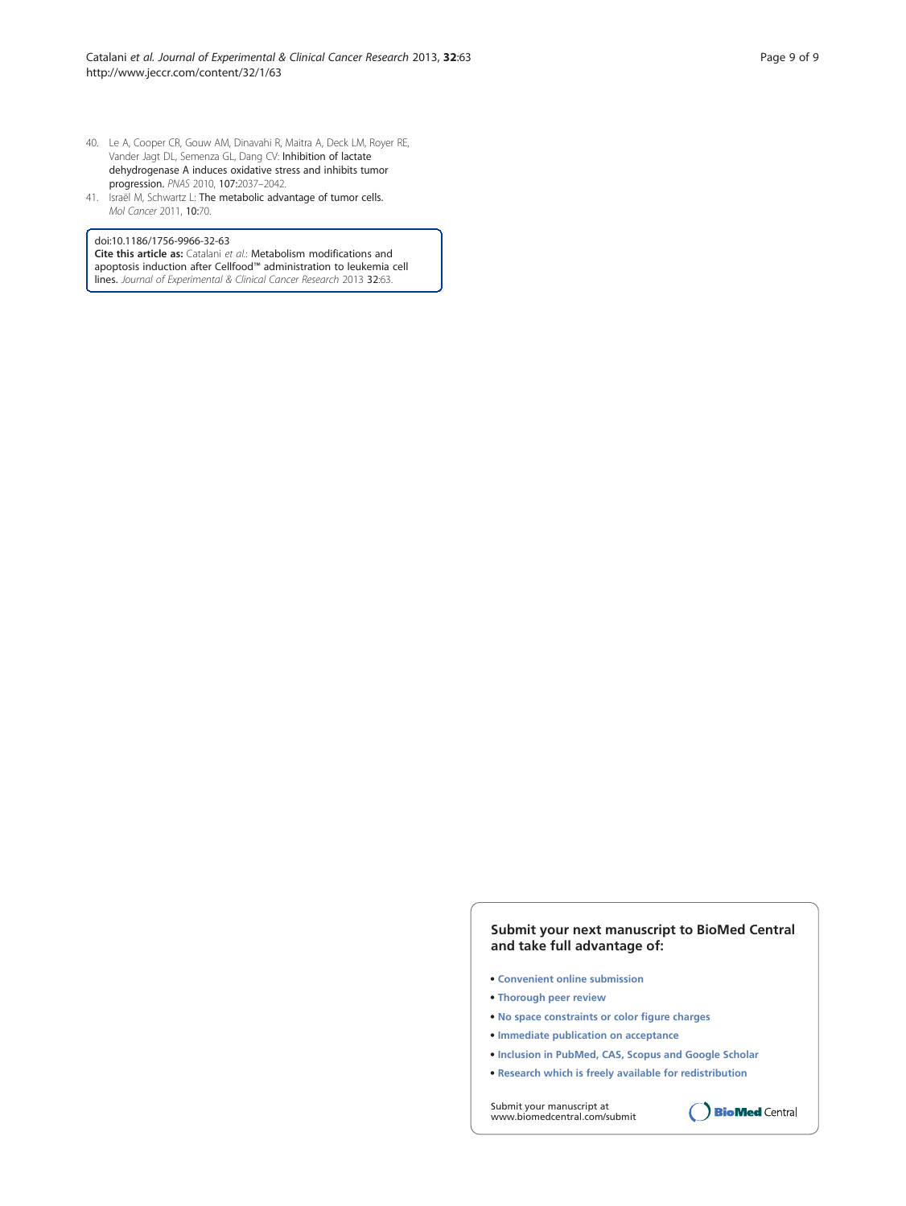40. Le A, Cooper CR, Gouw AM, Dinavahi R, Maitra A, Deck LM, Royer RE, Vander Jagt DL, Semenza GL, Dang CV: **Inhibition of lactate dehydrogenase A induces oxidative stress and inhibits tumor progression.** *PNAS* 2010, **107:**2037–2042.
41. Israël M, Schwartz L: **The metabolic advantage of tumor cells.** *Mol Cancer* 2011, **10:**70.

doi:10.1186/1756-9966-32-63
**Cite this article as:** Catalani *et al.*: Metabolism modifications and apoptosis induction after Cellfood™ administration to leukemia cell lines. *Journal of Experimental & Clinical Cancer Research* 2013 **32**:63.

**Submit your next manuscript to BioMed Central and take full advantage of:**

- **Convenient online submission**
- **Thorough peer review**
- **No space constraints or color figure charges**
- **Immediate publication on acceptance**
- **Inclusion in PubMed, CAS, Scopus and Google Scholar**
- **Research which is freely available for redistribution**

Submit your manuscript at
www.biomedcentral.com/submit

BioMed Central